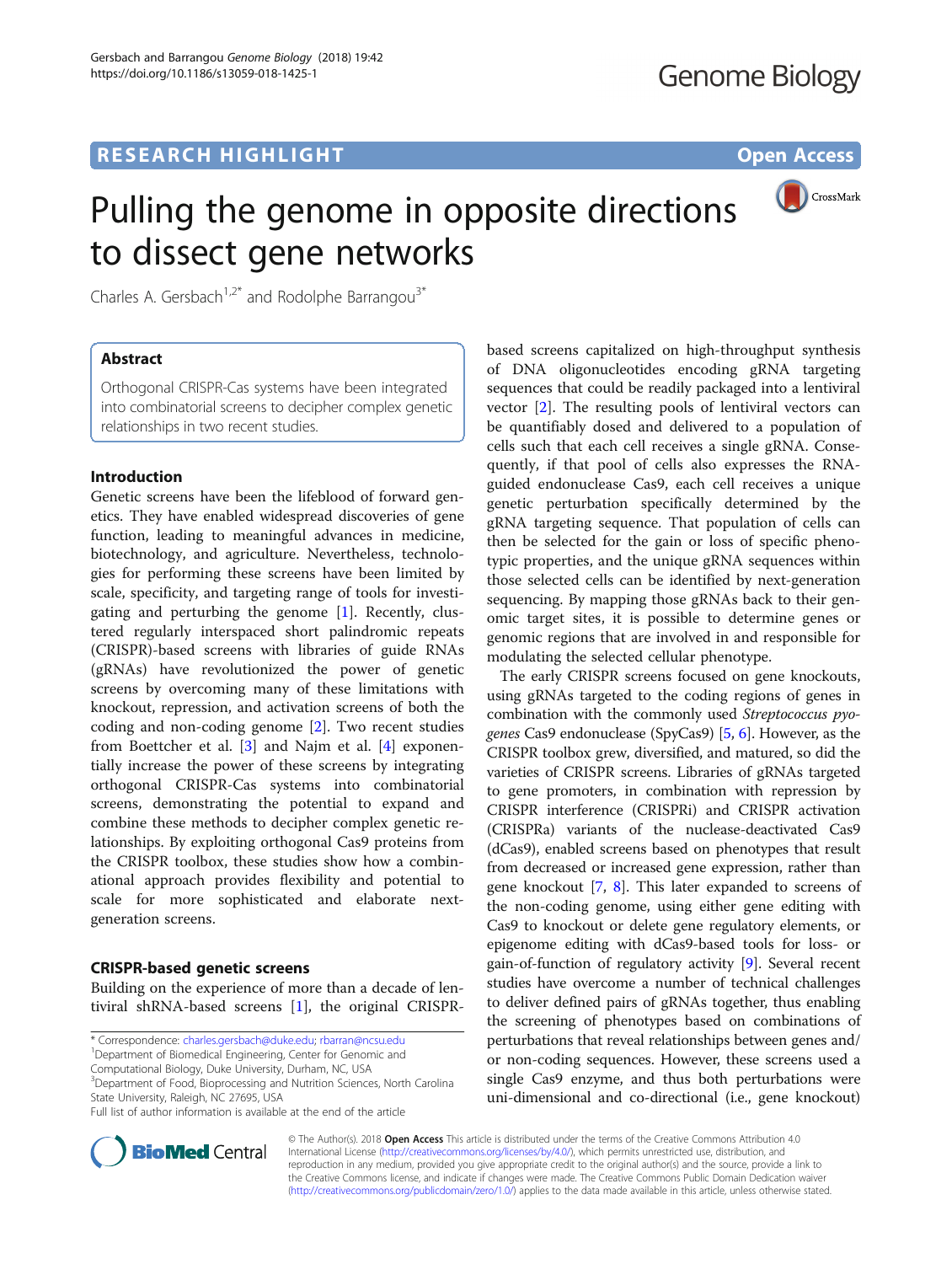# Pulling the genome in opposite directions to dissect gene networks

Charles A. Gersbach[1,2*] and Rodolphe Barrangou[3*]

## Abstract

Orthogonal CRISPR-Cas systems have been integrated into combinatorial screens to decipher complex genetic relationships in two recent studies.

## Introduction

Genetic screens have been the lifeblood of forward genetics. They have enabled widespread discoveries of gene function, leading to meaningful advances in medicine, biotechnology, and agriculture. Nevertheless, technologies for performing these screens have been limited by scale, specificity, and targeting range of tools for investigating and perturbing the genome [1]. Recently, clustered regularly interspaced short palindromic repeats (CRISPR)-based screens with libraries of guide RNAs (gRNAs) have revolutionized the power of genetic screens by overcoming many of these limitations with knockout, repression, and activation screens of both the coding and non-coding genome [2]. Two recent studies from Boettcher et al. [3] and Najm et al. [4] exponentially increase the power of these screens by integrating orthogonal CRISPR-Cas systems into combinatorial screens, demonstrating the potential to expand and combine these methods to decipher complex genetic relationships. By exploiting orthogonal Cas9 proteins from the CRISPR toolbox, these studies show how a combinational approach provides flexibility and potential to scale for more sophisticated and elaborate next-generation screens.

## CRISPR-based genetic screens

Building on the experience of more than a decade of lentiviral shRNA-based screens [1], the original CRISPR-based screens capitalized on high-throughput synthesis of DNA oligonucleotides encoding gRNA targeting sequences that could be readily packaged into a lentiviral vector [2]. The resulting pools of lentiviral vectors can be quantifiably dosed and delivered to a population of cells such that each cell receives a single gRNA. Consequently, if that pool of cells also expresses the RNA-guided endonuclease Cas9, each cell receives a unique genetic perturbation specifically determined by the gRNA targeting sequence. That population of cells can then be selected for the gain or loss of specific phenotypic properties, and the unique gRNA sequences within those selected cells can be identified by next-generation sequencing. By mapping those gRNAs back to their genomic target sites, it is possible to determine genes or genomic regions that are involved in and responsible for modulating the selected cellular phenotype.

The early CRISPR screens focused on gene knockouts, using gRNAs targeted to the coding regions of genes in combination with the commonly used *Streptococcus pyogenes* Cas9 endonuclease (SpyCas9) [5, 6]. However, as the CRISPR toolbox grew, diversified, and matured, so did the varieties of CRISPR screens. Libraries of gRNAs targeted to gene promoters, in combination with repression by CRISPR interference (CRISPRi) and CRISPR activation (CRISPRa) variants of the nuclease-deactivated Cas9 (dCas9), enabled screens based on phenotypes that result from decreased or increased gene expression, rather than gene knockout [7, 8]. This later expanded to screens of the non-coding genome, using either gene editing with Cas9 to knockout or delete gene regulatory elements, or epigenome editing with dCas9-based tools for loss- or gain-of-function of regulatory activity [9]. Several recent studies have overcome a number of technical challenges to deliver defined pairs of gRNAs together, thus enabling the screening of phenotypes based on combinations of perturbations that reveal relationships between genes and/or non-coding sequences. However, these screens used a single Cas9 enzyme, and thus both perturbations were uni-dimensional and co-directional (i.e., gene knockout)

\* Correspondence: charles.gersbach@duke.edu; rbarran@ncsu.edu
[1]Department of Biomedical Engineering, Center for Genomic and Computational Biology, Duke University, Durham, NC, USA
[3]Department of Food, Bioprocessing and Nutrition Sciences, North Carolina State University, Raleigh, NC 27695, USA
Full list of author information is available at the end of the article

© The Author(s). 2018 **Open Access** This article is distributed under the terms of the Creative Commons Attribution 4.0 International License (http://creativecommons.org/licenses/by/4.0/), which permits unrestricted use, distribution, and reproduction in any medium, provided you give appropriate credit to the original author(s) and the source, provide a link to the Creative Commons license, and indicate if changes were made. The Creative Commons Public Domain Dedication waiver (http://creativecommons.org/publicdomain/zero/1.0/) applies to the data made available in this article, unless otherwise stated.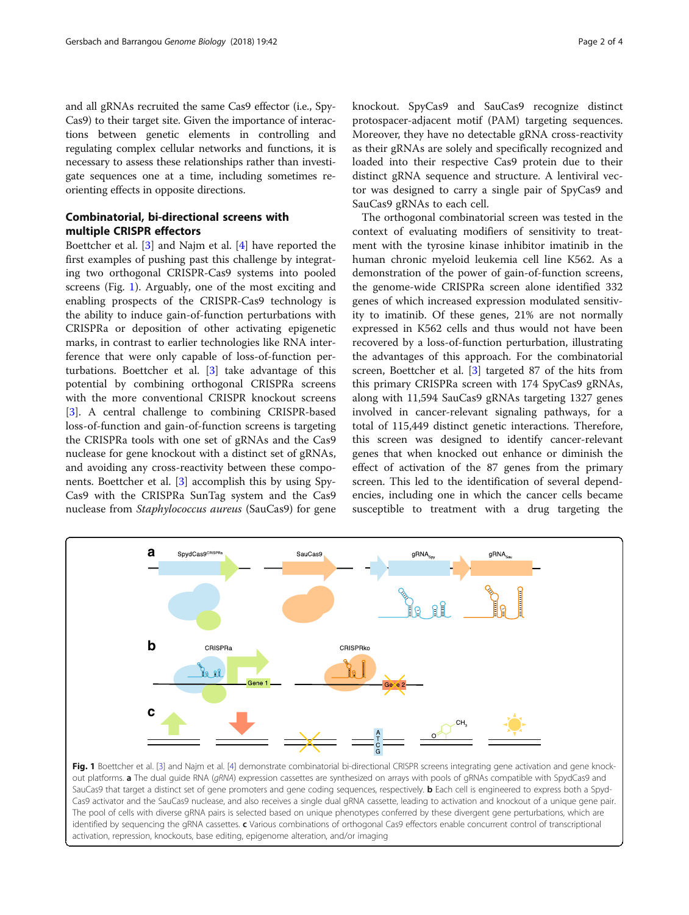and all gRNAs recruited the same Cas9 effector (i.e., SpyCas9) to their target site. Given the importance of interactions between genetic elements in controlling and regulating complex cellular networks and functions, it is necessary to assess these relationships rather than investigate sequences one at a time, including sometimes re-orienting effects in opposite directions.

## Combinatorial, bi-directional screens with multiple CRISPR effectors

Boettcher et al. [3] and Najm et al. [4] have reported the first examples of pushing past this challenge by integrating two orthogonal CRISPR-Cas9 systems into pooled screens (Fig. 1). Arguably, one of the most exciting and enabling prospects of the CRISPR-Cas9 technology is the ability to induce gain-of-function perturbations with CRISPRa or deposition of other activating epigenetic marks, in contrast to earlier technologies like RNA interference that were only capable of loss-of-function perturbations. Boettcher et al. [3] take advantage of this potential by combining orthogonal CRISPRa screens with the more conventional CRISPR knockout screens [3]. A central challenge to combining CRISPR-based loss-of-function and gain-of-function screens is targeting the CRISPRa tools with one set of gRNAs and the Cas9 nuclease for gene knockout with a distinct set of gRNAs, and avoiding any cross-reactivity between these components. Boettcher et al. [3] accomplish this by using SpyCas9 with the CRISPRa SunTag system and the Cas9 nuclease from *Staphylococcus aureus* (SauCas9) for gene knockout. SpyCas9 and SauCas9 recognize distinct protospacer-adjacent motif (PAM) targeting sequences. Moreover, they have no detectable gRNA cross-reactivity as their gRNAs are solely and specifically recognized and loaded into their respective Cas9 protein due to their distinct gRNA sequence and structure. A lentiviral vector was designed to carry a single pair of SpyCas9 and SauCas9 gRNAs to each cell.

The orthogonal combinatorial screen was tested in the context of evaluating modifiers of sensitivity to treatment with the tyrosine kinase inhibitor imatinib in the human chronic myeloid leukemia cell line K562. As a demonstration of the power of gain-of-function screens, the genome-wide CRISPRa screen alone identified 332 genes of which increased expression modulated sensitivity to imatinib. Of these genes, 21% are not normally expressed in K562 cells and thus would not have been recovered by a loss-of-function perturbation, illustrating the advantages of this approach. For the combinatorial screen, Boettcher et al. [3] targeted 87 of the hits from this primary CRISPRa screen with 174 SpyCas9 gRNAs, along with 11,594 SauCas9 gRNAs targeting 1327 genes involved in cancer-relevant signaling pathways, for a total of 115,449 distinct genetic interactions. Therefore, this screen was designed to identify cancer-relevant genes that when knocked out enhance or diminish the effect of activation of the 87 genes from the primary screen. This led to the identification of several dependencies, including one in which the cancer cells became susceptible to treatment with a drug targeting the

**Fig. 1** Boettcher et al. [3] and Najm et al. [4] demonstrate combinatorial bi-directional CRISPR screens integrating gene activation and gene knockout platforms. **a** The dual guide RNA (*gRNA*) expression cassettes are synthesized on arrays with pools of gRNAs compatible with SpydCas9 and SauCas9 that target a distinct set of gene promoters and gene coding sequences, respectively. **b** Each cell is engineered to express both a SpydCas9 activator and the SauCas9 nuclease, and also receives a single dual gRNA cassette, leading to activation and knockout of a unique gene pair. The pool of cells with diverse gRNA pairs is selected based on unique phenotypes conferred by these divergent gene perturbations, which are identified by sequencing the gRNA cassettes. **c** Various combinations of orthogonal Cas9 effectors enable concurrent control of transcriptional activation, repression, knockouts, base editing, epigenome alteration, and/or imaging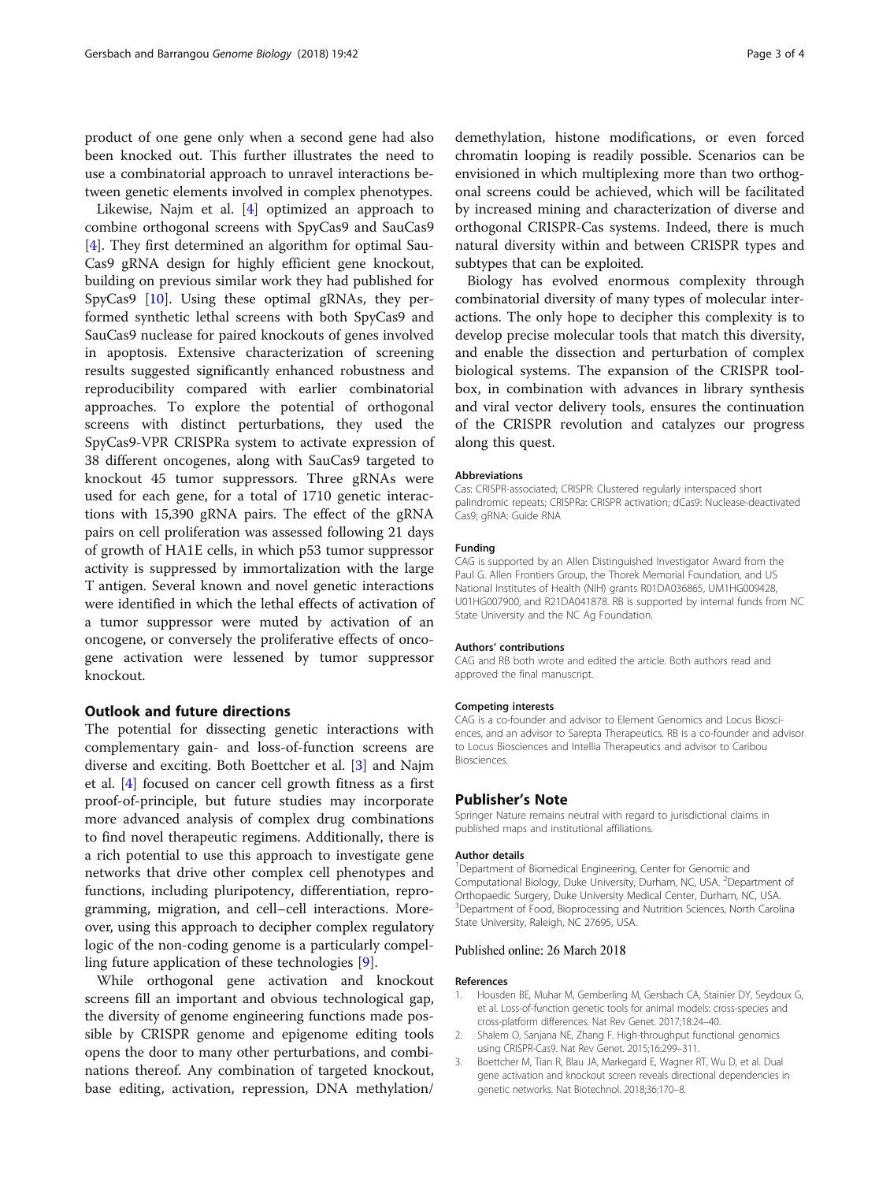product of one gene only when a second gene had also been knocked out. This further illustrates the need to use a combinatorial approach to unravel interactions between genetic elements involved in complex phenotypes.

Likewise, Najm et al. [4] optimized an approach to combine orthogonal screens with SpyCas9 and SauCas9 [4]. They first determined an algorithm for optimal SauCas9 gRNA design for highly efficient gene knockout, building on previous similar work they had published for SpyCas9 [10]. Using these optimal gRNAs, they performed synthetic lethal screens with both SpyCas9 and SauCas9 nuclease for paired knockouts of genes involved in apoptosis. Extensive characterization of screening results suggested significantly enhanced robustness and reproducibility compared with earlier combinatorial approaches. To explore the potential of orthogonal screens with distinct perturbations, they used the SpyCas9-VPR CRISPRa system to activate expression of 38 different oncogenes, along with SauCas9 targeted to knockout 45 tumor suppressors. Three gRNAs were used for each gene, for a total of 1710 genetic interactions with 15,390 gRNA pairs. The effect of the gRNA pairs on cell proliferation was assessed following 21 days of growth of HA1E cells, in which p53 tumor suppressor activity is suppressed by immortalization with the large T antigen. Several known and novel genetic interactions were identified in which the lethal effects of activation of a tumor suppressor were muted by activation of an oncogene, or conversely the proliferative effects of oncogene activation were lessened by tumor suppressor knockout.

## Outlook and future directions

The potential for dissecting genetic interactions with complementary gain- and loss-of-function screens are diverse and exciting. Both Boettcher et al. [3] and Najm et al. [4] focused on cancer cell growth fitness as a first proof-of-principle, but future studies may incorporate more advanced analysis of complex drug combinations to find novel therapeutic regimens. Additionally, there is a rich potential to use this approach to investigate gene networks that drive other complex cell phenotypes and functions, including pluripotency, differentiation, reprogramming, migration, and cell–cell interactions. Moreover, using this approach to decipher complex regulatory logic of the non-coding genome is a particularly compelling future application of these technologies [9].

While orthogonal gene activation and knockout screens fill an important and obvious technological gap, the diversity of genome engineering functions made possible by CRISPR genome and epigenome editing tools opens the door to many other perturbations, and combinations thereof. Any combination of targeted knockout, base editing, activation, repression, DNA methylation/demethylation, histone modifications, or even forced chromatin looping is readily possible. Scenarios can be envisioned in which multiplexing more than two orthogonal screens could be achieved, which will be facilitated by increased mining and characterization of diverse and orthogonal CRISPR-Cas systems. Indeed, there is much natural diversity within and between CRISPR types and subtypes that can be exploited.

Biology has evolved enormous complexity through combinatorial diversity of many types of molecular interactions. The only hope to decipher this complexity is to develop precise molecular tools that match this diversity, and enable the dissection and perturbation of complex biological systems. The expansion of the CRISPR toolbox, in combination with advances in library synthesis and viral vector delivery tools, ensures the continuation of the CRISPR revolution and catalyzes our progress along this quest.

#### Abbreviations

Cas: CRISPR-associated; CRISPR: Clustered regularly interspaced short palindromic repeats; CRISPRa: CRISPR activation; dCas9: Nuclease-deactivated Cas9; gRNA: Guide RNA

#### Funding

CAG is supported by an Allen Distinguished Investigator Award from the Paul G. Allen Frontiers Group, the Thorek Memorial Foundation, and US National Institutes of Health (NIH) grants R01DA036865, UM1HG009428, U01HG007900, and R21DA041878. RB is supported by internal funds from NC State University and the NC Ag Foundation.

#### Authors' contributions

CAG and RB both wrote and edited the article. Both authors read and approved the final manuscript.

#### Competing interests

CAG is a co-founder and advisor to Element Genomics and Locus Biosciences, and an advisor to Sarepta Therapeutics. RB is a co-founder and advisor to Locus Biosciences and Intellia Therapeutics and advisor to Caribou Biosciences.

## Publisher's Note

Springer Nature remains neutral with regard to jurisdictional claims in published maps and institutional affiliations.

#### Author details

[1]Department of Biomedical Engineering, Center for Genomic and Computational Biology, Duke University, Durham, NC, USA. [2]Department of Orthopaedic Surgery, Duke University Medical Center, Durham, NC, USA. [3]Department of Food, Bioprocessing and Nutrition Sciences, North Carolina State University, Raleigh, NC 27695, USA.

Published online: 26 March 2018

#### References

1. Housden BE, Muhar M, Gemberling M, Gersbach CA, Stainier DY, Seydoux G, et al. Loss-of-function genetic tools for animal models: cross-species and cross-platform differences. Nat Rev Genet. 2017;18:24–40.
2. Shalem O, Sanjana NE, Zhang F. High-throughput functional genomics using CRISPR-Cas9. Nat Rev Genet. 2015;16:299–311.
3. Boettcher M, Tian R, Blau JA, Markegard E, Wagner RT, Wu D, et al. Dual gene activation and knockout screen reveals directional dependencies in genetic networks. Nat Biotechnol. 2018;36:170–8.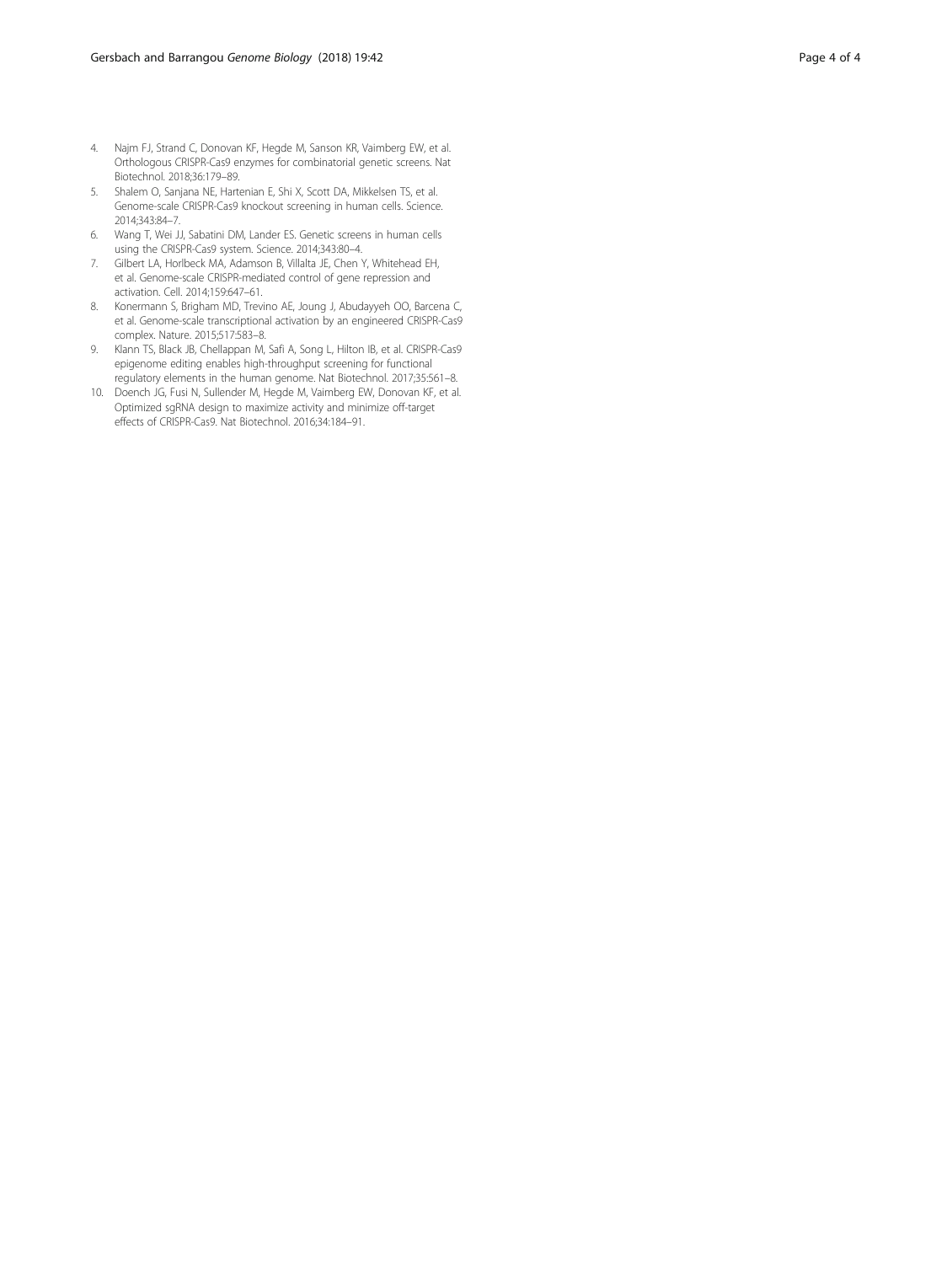4. Najm FJ, Strand C, Donovan KF, Hegde M, Sanson KR, Vaimberg EW, et al. Orthologous CRISPR-Cas9 enzymes for combinatorial genetic screens. Nat Biotechnol. 2018;36:179–89.
5. Shalem O, Sanjana NE, Hartenian E, Shi X, Scott DA, Mikkelsen TS, et al. Genome-scale CRISPR-Cas9 knockout screening in human cells. Science. 2014;343:84–7.
6. Wang T, Wei JJ, Sabatini DM, Lander ES. Genetic screens in human cells using the CRISPR-Cas9 system. Science. 2014;343:80–4.
7. Gilbert LA, Horlbeck MA, Adamson B, Villalta JE, Chen Y, Whitehead EH, et al. Genome-scale CRISPR-mediated control of gene repression and activation. Cell. 2014;159:647–61.
8. Konermann S, Brigham MD, Trevino AE, Joung J, Abudayyeh OO, Barcena C, et al. Genome-scale transcriptional activation by an engineered CRISPR-Cas9 complex. Nature. 2015;517:583–8.
9. Klann TS, Black JB, Chellappan M, Safi A, Song L, Hilton IB, et al. CRISPR-Cas9 epigenome editing enables high-throughput screening for functional regulatory elements in the human genome. Nat Biotechnol. 2017;35:561–8.
10. Doench JG, Fusi N, Sullender M, Hegde M, Vaimberg EW, Donovan KF, et al. Optimized sgRNA design to maximize activity and minimize off-target effects of CRISPR-Cas9. Nat Biotechnol. 2016;34:184–91.